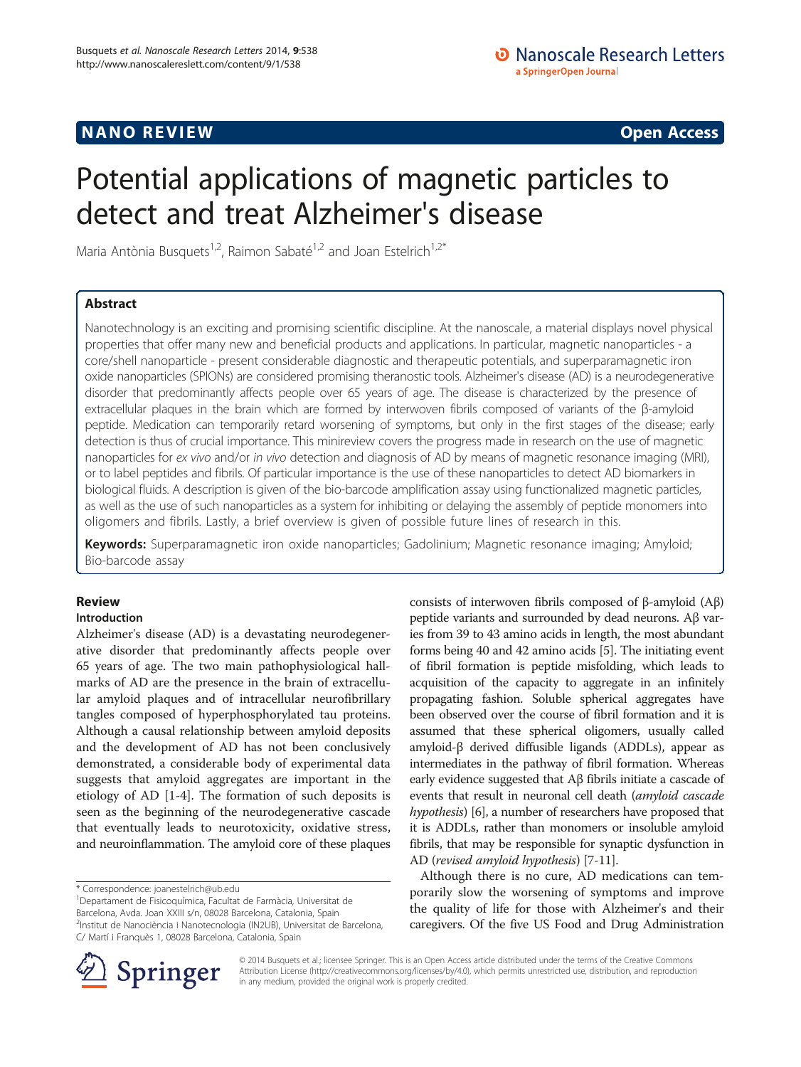**NANO REVIEW** **Open Access**

# Potential applications of magnetic particles to detect and treat Alzheimer's disease

Maria Antònia Busquets[1,2], Raimon Sabaté[1,2] and Joan Estelrich[1,2*]

## Abstract

Nanotechnology is an exciting and promising scientific discipline. At the nanoscale, a material displays novel physical properties that offer many new and beneficial products and applications. In particular, magnetic nanoparticles - a core/shell nanoparticle - present considerable diagnostic and therapeutic potentials, and superparamagnetic iron oxide nanoparticles (SPIONs) are considered promising theranostic tools. Alzheimer's disease (AD) is a neurodegenerative disorder that predominantly affects people over 65 years of age. The disease is characterized by the presence of extracellular plaques in the brain which are formed by interwoven fibrils composed of variants of the β-amyloid peptide. Medication can temporarily retard worsening of symptoms, but only in the first stages of the disease; early detection is thus of crucial importance. This minireview covers the progress made in research on the use of magnetic nanoparticles for *ex vivo* and/or *in vivo* detection and diagnosis of AD by means of magnetic resonance imaging (MRI), or to label peptides and fibrils. Of particular importance is the use of these nanoparticles to detect AD biomarkers in biological fluids. A description is given of the bio-barcode amplification assay using functionalized magnetic particles, as well as the use of such nanoparticles as a system for inhibiting or delaying the assembly of peptide monomers into oligomers and fibrils. Lastly, a brief overview is given of possible future lines of research in this.

**Keywords:** Superparamagnetic iron oxide nanoparticles; Gadolinium; Magnetic resonance imaging; Amyloid; Bio-barcode assay

## Review

### Introduction

Alzheimer's disease (AD) is a devastating neurodegenerative disorder that predominantly affects people over 65 years of age. The two main pathophysiological hallmarks of AD are the presence in the brain of extracellular amyloid plaques and of intracellular neurofibrillary tangles composed of hyperphosphorylated tau proteins. Although a causal relationship between amyloid deposits and the development of AD has not been conclusively demonstrated, a considerable body of experimental data suggests that amyloid aggregates are important in the etiology of AD [1-4]. The formation of such deposits is seen as the beginning of the neurodegenerative cascade that eventually leads to neurotoxicity, oxidative stress, and neuroinflammation. The amyloid core of these plaques consists of interwoven fibrils composed of β-amyloid (Aβ) peptide variants and surrounded by dead neurons. Aβ varies from 39 to 43 amino acids in length, the most abundant forms being 40 and 42 amino acids [5]. The initiating event of fibril formation is peptide misfolding, which leads to acquisition of the capacity to aggregate in an infinitely propagating fashion. Soluble spherical aggregates have been observed over the course of fibril formation and it is assumed that these spherical oligomers, usually called amyloid-β derived diffusible ligands (ADDLs), appear as intermediates in the pathway of fibril formation. Whereas early evidence suggested that Aβ fibrils initiate a cascade of events that result in neuronal cell death (*amyloid cascade hypothesis*) [6], a number of researchers have proposed that it is ADDLs, rather than monomers or insoluble amyloid fibrils, that may be responsible for synaptic dysfunction in AD (*revised amyloid hypothesis*) [7-11].

Although there is no cure, AD medications can temporarily slow the worsening of symptoms and improve the quality of life for those with Alzheimer's and their caregivers. Of the five US Food and Drug Administration

\* Correspondence: joanestelrich@ub.edu
[1]Departament de Fisicoquímica, Facultat de Farmàcia, Universitat de Barcelona, Avda. Joan XXIII s/n, 08028 Barcelona, Catalonia, Spain
[2]Institut de Nanociència i Nanotecnologia (IN2UB), Universitat de Barcelona, C/ Martí i Franquès 1, 08028 Barcelona, Catalonia, Spain

© 2014 Busquets et al.; licensee Springer. This is an Open Access article distributed under the terms of the Creative Commons Attribution License (http://creativecommons.org/licenses/by/4.0), which permits unrestricted use, distribution, and reproduction in any medium, provided the original work is properly credited.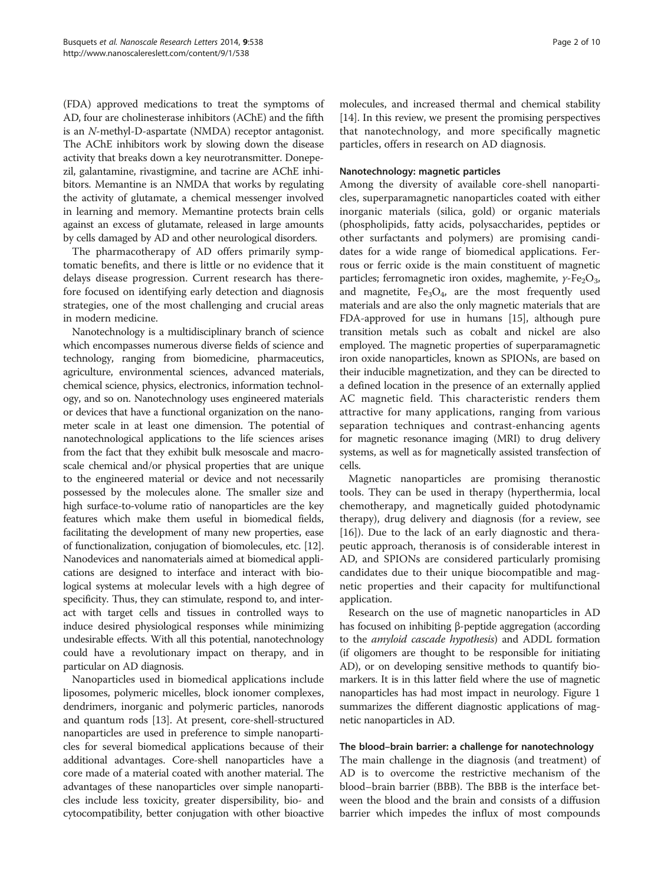(FDA) approved medications to treat the symptoms of AD, four are cholinesterase inhibitors (AChE) and the fifth is an *N*-methyl-D-aspartate (NMDA) receptor antagonist. The AChE inhibitors work by slowing down the disease activity that breaks down a key neurotransmitter. Donepezil, galantamine, rivastigmine, and tacrine are AChE inhibitors. Memantine is an NMDA that works by regulating the activity of glutamate, a chemical messenger involved in learning and memory. Memantine protects brain cells against an excess of glutamate, released in large amounts by cells damaged by AD and other neurological disorders.

The pharmacotherapy of AD offers primarily symptomatic benefits, and there is little or no evidence that it delays disease progression. Current research has therefore focused on identifying early detection and diagnosis strategies, one of the most challenging and crucial areas in modern medicine.

Nanotechnology is a multidisciplinary branch of science which encompasses numerous diverse fields of science and technology, ranging from biomedicine, pharmaceutics, agriculture, environmental sciences, advanced materials, chemical science, physics, electronics, information technology, and so on. Nanotechnology uses engineered materials or devices that have a functional organization on the nanometer scale in at least one dimension. The potential of nanotechnological applications to the life sciences arises from the fact that they exhibit bulk mesoscale and macroscale chemical and/or physical properties that are unique to the engineered material or device and not necessarily possessed by the molecules alone. The smaller size and high surface-to-volume ratio of nanoparticles are the key features which make them useful in biomedical fields, facilitating the development of many new properties, ease of functionalization, conjugation of biomolecules, etc. [12]. Nanodevices and nanomaterials aimed at biomedical applications are designed to interface and interact with biological systems at molecular levels with a high degree of specificity. Thus, they can stimulate, respond to, and interact with target cells and tissues in controlled ways to induce desired physiological responses while minimizing undesirable effects. With all this potential, nanotechnology could have a revolutionary impact on therapy, and in particular on AD diagnosis.

Nanoparticles used in biomedical applications include liposomes, polymeric micelles, block ionomer complexes, dendrimers, inorganic and polymeric particles, nanorods and quantum rods [13]. At present, core-shell-structured nanoparticles are used in preference to simple nanoparticles for several biomedical applications because of their additional advantages. Core-shell nanoparticles have a core made of a material coated with another material. The advantages of these nanoparticles over simple nanoparticles include less toxicity, greater dispersibility, bio- and cytocompatibility, better conjugation with other bioactive molecules, and increased thermal and chemical stability [14]. In this review, we present the promising perspectives that nanotechnology, and more specifically magnetic particles, offers in research on AD diagnosis.

#### Nanotechnology: magnetic particles

Among the diversity of available core-shell nanoparticles, superparamagnetic nanoparticles coated with either inorganic materials (silica, gold) or organic materials (phospholipids, fatty acids, polysaccharides, peptides or other surfactants and polymers) are promising candidates for a wide range of biomedical applications. Ferrous or ferric oxide is the main constituent of magnetic particles; ferromagnetic iron oxides, maghemite, $\gamma$-$Fe_2O_3$, and magnetite, $Fe_3O_4$, are the most frequently used materials and are also the only magnetic materials that are FDA-approved for use in humans [15], although pure transition metals such as cobalt and nickel are also employed. The magnetic properties of superparamagnetic iron oxide nanoparticles, known as SPIONs, are based on their inducible magnetization, and they can be directed to a defined location in the presence of an externally applied AC magnetic field. This characteristic renders them attractive for many applications, ranging from various separation techniques and contrast-enhancing agents for magnetic resonance imaging (MRI) to drug delivery systems, as well as for magnetically assisted transfection of cells.

Magnetic nanoparticles are promising theranostic tools. They can be used in therapy (hyperthermia, local chemotherapy, and magnetically guided photodynamic therapy), drug delivery and diagnosis (for a review, see [16]). Due to the lack of an early diagnostic and therapeutic approach, theranosis is of considerable interest in AD, and SPIONs are considered particularly promising candidates due to their unique biocompatible and magnetic properties and their capacity for multifunctional application.

Research on the use of magnetic nanoparticles in AD has focused on inhibiting β-peptide aggregation (according to the *amyloid cascade hypothesis*) and ADDL formation (if oligomers are thought to be responsible for initiating AD), or on developing sensitive methods to quantify biomarkers. It is in this latter field where the use of magnetic nanoparticles has had most impact in neurology. Figure 1 summarizes the different diagnostic applications of magnetic nanoparticles in AD.

#### The blood–brain barrier: a challenge for nanotechnology

The main challenge in the diagnosis (and treatment) of AD is to overcome the restrictive mechanism of the blood–brain barrier (BBB). The BBB is the interface between the blood and the brain and consists of a diffusion barrier which impedes the influx of most compounds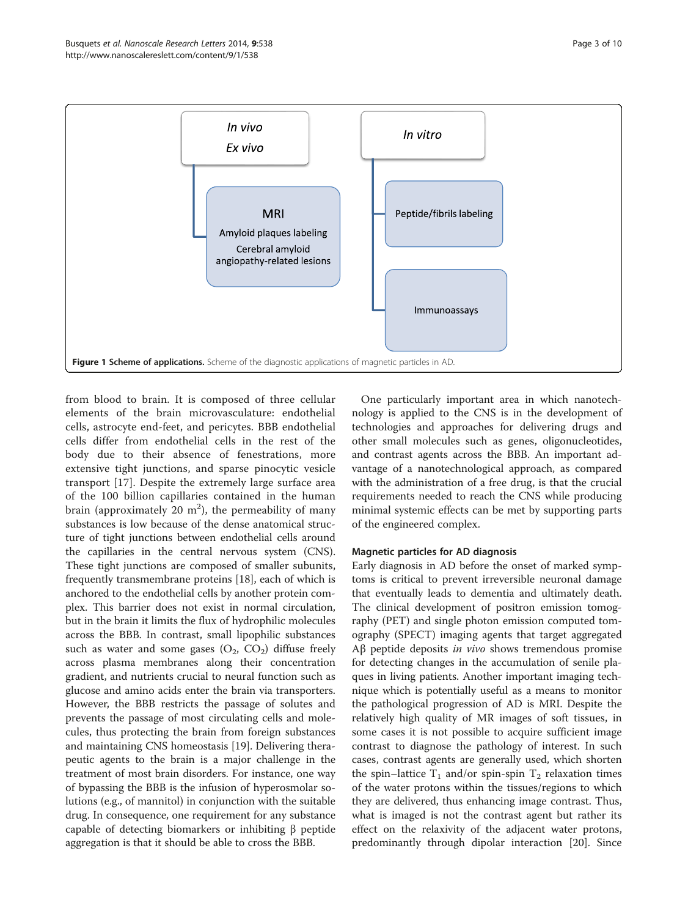In vivo

Ex vivo

MRI

Amyloid plaques labeling

Cerebral amyloid angiopathy-related lesions

In vitro

Peptide/fibrils labeling

Immunoassays

**Figure 1 Scheme of applications.** Scheme of the diagnostic applications of magnetic particles in AD.

from blood to brain. It is composed of three cellular elements of the brain microvasculature: endothelial cells, astrocyte end-feet, and pericytes. BBB endothelial cells differ from endothelial cells in the rest of the body due to their absence of fenestrations, more extensive tight junctions, and sparse pinocytic vesicle transport [17]. Despite the extremely large surface area of the 100 billion capillaries contained in the human brain (approximately 20 $m^2$), the permeability of many substances is low because of the dense anatomical structure of tight junctions between endothelial cells around the capillaries in the central nervous system (CNS). These tight junctions are composed of smaller subunits, frequently transmembrane proteins [18], each of which is anchored to the endothelial cells by another protein complex. This barrier does not exist in normal circulation, but in the brain it limits the flux of hydrophilic molecules across the BBB. In contrast, small lipophilic substances such as water and some gases ($O_2$, $CO_2$) diffuse freely across plasma membranes along their concentration gradient, and nutrients crucial to neural function such as glucose and amino acids enter the brain via transporters. However, the BBB restricts the passage of solutes and prevents the passage of most circulating cells and molecules, thus protecting the brain from foreign substances and maintaining CNS homeostasis [19]. Delivering therapeutic agents to the brain is a major challenge in the treatment of most brain disorders. For instance, one way of bypassing the BBB is the infusion of hyperosmolar solutions (e.g., of mannitol) in conjunction with the suitable drug. In consequence, one requirement for any substance capable of detecting biomarkers or inhibiting β peptide aggregation is that it should be able to cross the BBB.

One particularly important area in which nanotechnology is applied to the CNS is in the development of technologies and approaches for delivering drugs and other small molecules such as genes, oligonucleotides, and contrast agents across the BBB. An important advantage of a nanotechnological approach, as compared with the administration of a free drug, is that the crucial requirements needed to reach the CNS while producing minimal systemic effects can be met by supporting parts of the engineered complex.

### Magnetic particles for AD diagnosis

Early diagnosis in AD before the onset of marked symptoms is critical to prevent irreversible neuronal damage that eventually leads to dementia and ultimately death. The clinical development of positron emission tomography (PET) and single photon emission computed tomography (SPECT) imaging agents that target aggregated Aβ peptide deposits *in vivo* shows tremendous promise for detecting changes in the accumulation of senile plaques in living patients. Another important imaging technique which is potentially useful as a means to monitor the pathological progression of AD is MRI. Despite the relatively high quality of MR images of soft tissues, in some cases it is not possible to acquire sufficient image contrast to diagnose the pathology of interest. In such cases, contrast agents are generally used, which shorten the spin–lattice $T_1$ and/or spin-spin $T_2$ relaxation times of the water protons within the tissues/regions to which they are delivered, thus enhancing image contrast. Thus, what is imaged is not the contrast agent but rather its effect on the relaxivity of the adjacent water protons, predominantly through dipolar interaction [20]. Since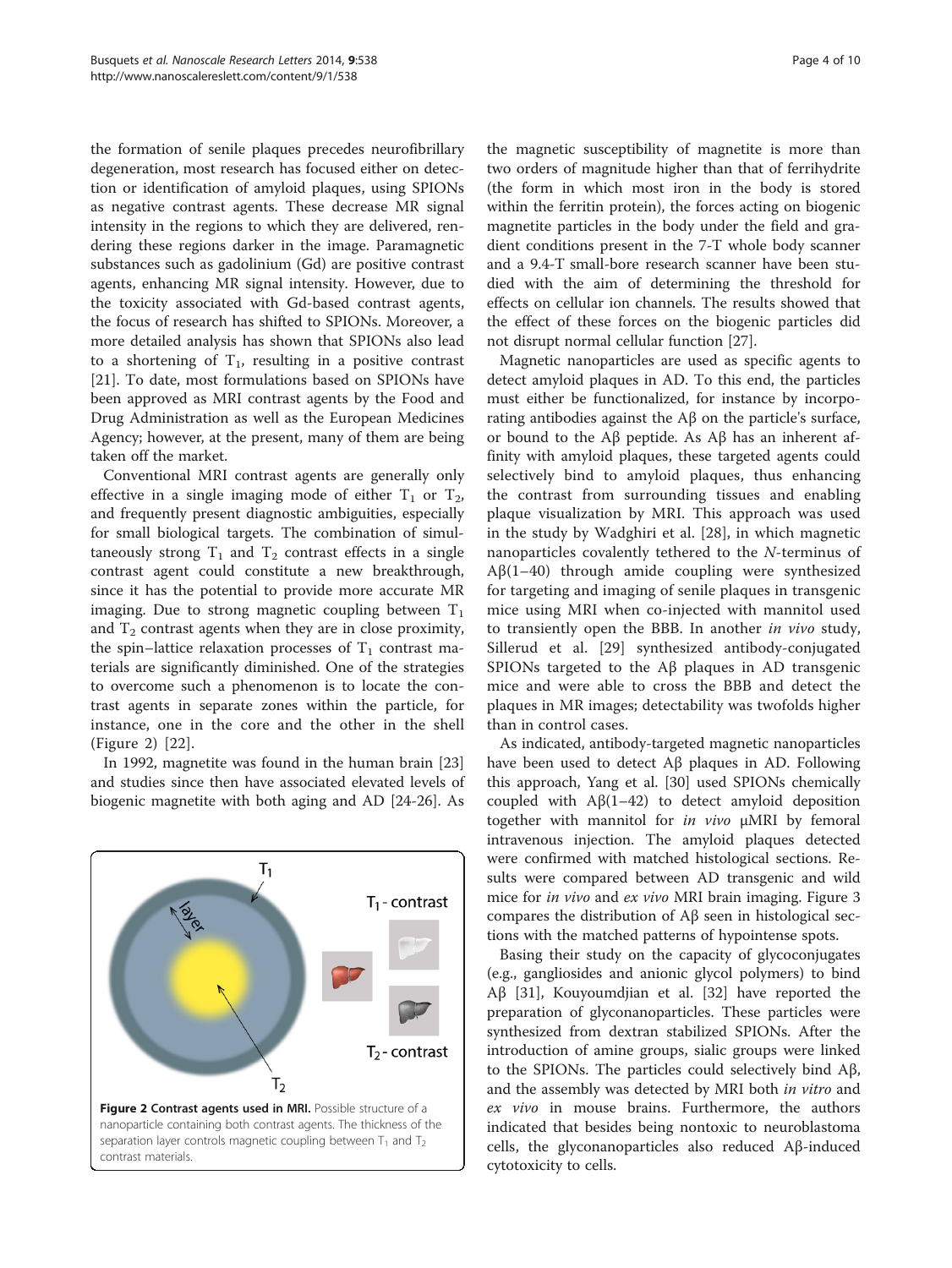the formation of senile plaques precedes neurofibrillary degeneration, most research has focused either on detection or identification of amyloid plaques, using SPIONs as negative contrast agents. These decrease MR signal intensity in the regions to which they are delivered, rendering these regions darker in the image. Paramagnetic substances such as gadolinium (Gd) are positive contrast agents, enhancing MR signal intensity. However, due to the toxicity associated with Gd-based contrast agents, the focus of research has shifted to SPIONs. Moreover, a more detailed analysis has shown that SPIONs also lead to a shortening of $T_1$, resulting in a positive contrast [21]. To date, most formulations based on SPIONs have been approved as MRI contrast agents by the Food and Drug Administration as well as the European Medicines Agency; however, at the present, many of them are being taken off the market.

Conventional MRI contrast agents are generally only effective in a single imaging mode of either $T_1$ or $T_2$, and frequently present diagnostic ambiguities, especially for small biological targets. The combination of simultaneously strong $T_1$ and $T_2$ contrast effects in a single contrast agent could constitute a new breakthrough, since it has the potential to provide more accurate MR imaging. Due to strong magnetic coupling between $T_1$ and $T_2$ contrast agents when they are in close proximity, the spin–lattice relaxation processes of $T_1$ contrast materials are significantly diminished. One of the strategies to overcome such a phenomenon is to locate the contrast agents in separate zones within the particle, for instance, one in the core and the other in the shell (Figure 2) [22].

In 1992, magnetite was found in the human brain [23] and studies since then have associated elevated levels of biogenic magnetite with both aging and AD [24-26]. As the magnetic susceptibility of magnetite is more than two orders of magnitude higher than that of ferrihydrite (the form in which most iron in the body is stored within the ferritin protein), the forces acting on biogenic magnetite particles in the body under the field and gradient conditions present in the 7-T whole body scanner and a 9.4-T small-bore research scanner have been studied with the aim of determining the threshold for effects on cellular ion channels. The results showed that the effect of these forces on the biogenic particles did not disrupt normal cellular function [27].

**Figure 2 Contrast agents used in MRI.** Possible structure of a nanoparticle containing both contrast agents. The thickness of the separation layer controls magnetic coupling between $T_1$ and $T_2$ contrast materials.

Magnetic nanoparticles are used as specific agents to detect amyloid plaques in AD. To this end, the particles must either be functionalized, for instance by incorporating antibodies against the Aβ on the particle's surface, or bound to the Aβ peptide. As Aβ has an inherent affinity with amyloid plaques, these targeted agents could selectively bind to amyloid plaques, thus enhancing the contrast from surrounding tissues and enabling plaque visualization by MRI. This approach was used in the study by Wadghiri et al. [28], in which magnetic nanoparticles covalently tethered to the *N*-terminus of Aβ(1–40) through amide coupling were synthesized for targeting and imaging of senile plaques in transgenic mice using MRI when co-injected with mannitol used to transiently open the BBB. In another *in vivo* study, Sillerud et al. [29] synthesized antibody-conjugated SPIONs targeted to the Aβ plaques in AD transgenic mice and were able to cross the BBB and detect the plaques in MR images; detectability was twofolds higher than in control cases.

As indicated, antibody-targeted magnetic nanoparticles have been used to detect Aβ plaques in AD. Following this approach, Yang et al. [30] used SPIONs chemically coupled with Aβ(1–42) to detect amyloid deposition together with mannitol for *in vivo* μMRI by femoral intravenous injection. The amyloid plaques detected were confirmed with matched histological sections. Results were compared between AD transgenic and wild mice for *in vivo* and *ex vivo* MRI brain imaging. Figure 3 compares the distribution of Aβ seen in histological sections with the matched patterns of hypointense spots.

Basing their study on the capacity of glycoconjugates (e.g., gangliosides and anionic glycol polymers) to bind Aβ [31], Kouyoumdjian et al. [32] have reported the preparation of glyconanoparticles. These particles were synthesized from dextran stabilized SPIONs. After the introduction of amine groups, sialic groups were linked to the SPIONs. The particles could selectively bind Aβ, and the assembly was detected by MRI both *in vitro* and *ex vivo* in mouse brains. Furthermore, the authors indicated that besides being nontoxic to neuroblastoma cells, the glyconanoparticles also reduced Aβ-induced cytotoxicity to cells.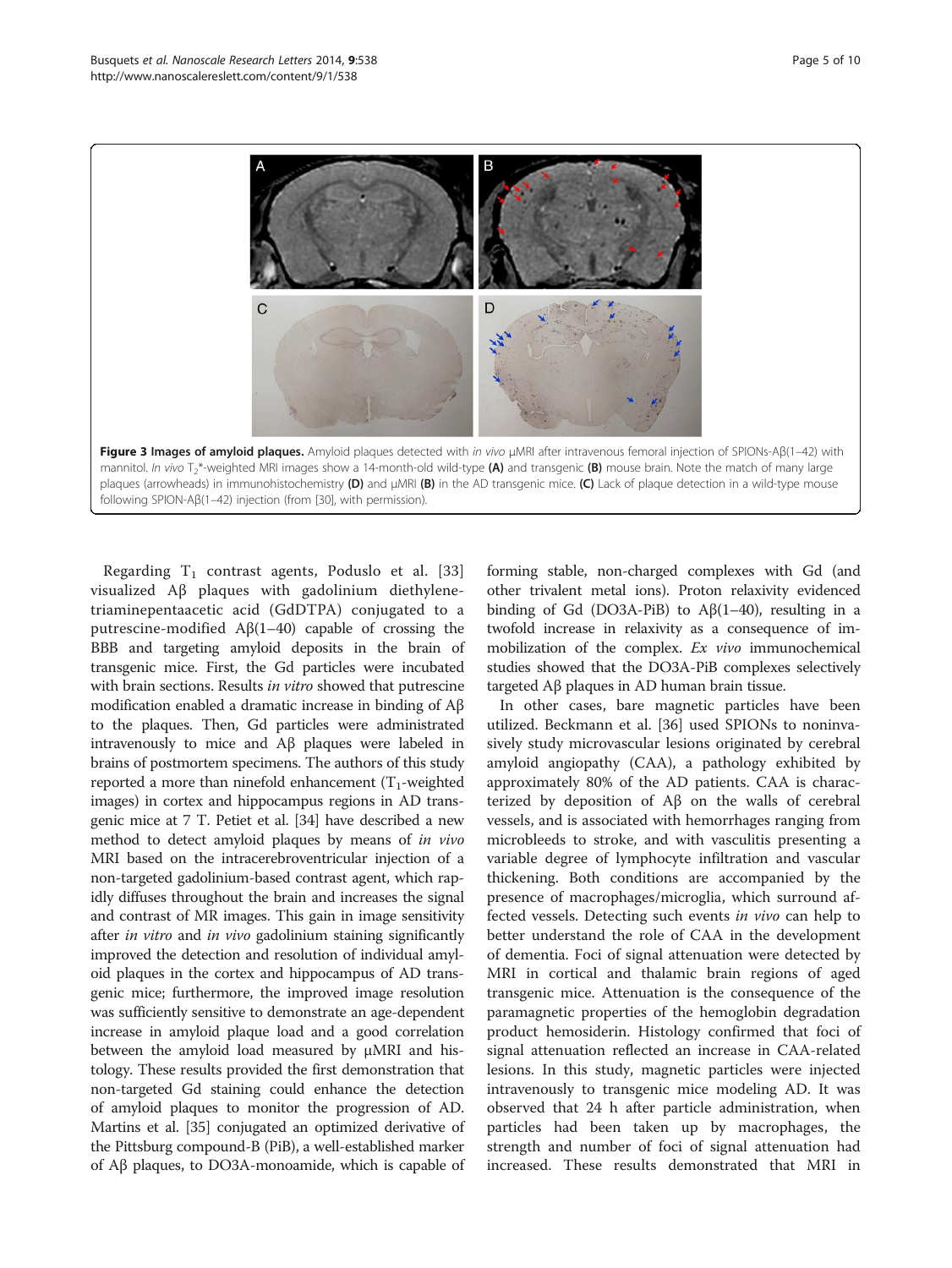**Figure 3 Images of amyloid plaques.** Amyloid plaques detected with *in vivo* μMRI after intravenous femoral injection of SPIONs-Aβ(1–42) with mannitol. *In vivo* $T_2$*-weighted MRI images show a 14-month-old wild-type **(A)** and transgenic **(B)** mouse brain. Note the match of many large plaques (arrowheads) in immunohistochemistry **(D)** and μMRI **(B)** in the AD transgenic mice. **(C)** Lack of plaque detection in a wild-type mouse following SPION-Aβ(1–42) injection (from [30], with permission).

Regarding $T_1$ contrast agents, Poduslo et al. [33] visualized Aβ plaques with gadolinium diethylenetriaminepentaacetic acid (GdDTPA) conjugated to a putrescine-modified Aβ(1–40) capable of crossing the BBB and targeting amyloid deposits in the brain of transgenic mice. First, the Gd particles were incubated with brain sections. Results *in vitro* showed that putrescine modification enabled a dramatic increase in binding of Aβ to the plaques. Then, Gd particles were administrated intravenously to mice and Aβ plaques were labeled in brains of postmortem specimens. The authors of this study reported a more than ninefold enhancement ($T_1$-weighted images) in cortex and hippocampus regions in AD transgenic mice at 7 T. Petiet et al. [34] have described a new method to detect amyloid plaques by means of *in vivo* MRI based on the intracerebroventricular injection of a non-targeted gadolinium-based contrast agent, which rapidly diffuses throughout the brain and increases the signal and contrast of MR images. This gain in image sensitivity after *in vitro* and *in vivo* gadolinium staining significantly improved the detection and resolution of individual amyloid plaques in the cortex and hippocampus of AD transgenic mice; furthermore, the improved image resolution was sufficiently sensitive to demonstrate an age-dependent increase in amyloid plaque load and a good correlation between the amyloid load measured by μMRI and histology. These results provided the first demonstration that non-targeted Gd staining could enhance the detection of amyloid plaques to monitor the progression of AD. Martins et al. [35] conjugated an optimized derivative of the Pittsburg compound-B (PiB), a well-established marker of Aβ plaques, to DO3A-monoamide, which is capable of forming stable, non-charged complexes with Gd (and other trivalent metal ions). Proton relaxivity evidenced binding of Gd (DO3A-PiB) to Aβ(1–40), resulting in a twofold increase in relaxivity as a consequence of immobilization of the complex. *Ex vivo* immunochemical studies showed that the DO3A-PiB complexes selectively targeted Aβ plaques in AD human brain tissue.

In other cases, bare magnetic particles have been utilized. Beckmann et al. [36] used SPIONs to noninvasively study microvascular lesions originated by cerebral amyloid angiopathy (CAA), a pathology exhibited by approximately 80% of the AD patients. CAA is characterized by deposition of Aβ on the walls of cerebral vessels, and is associated with hemorrhages ranging from microbleeds to stroke, and with vasculitis presenting a variable degree of lymphocyte infiltration and vascular thickening. Both conditions are accompanied by the presence of macrophages/microglia, which surround affected vessels. Detecting such events *in vivo* can help to better understand the role of CAA in the development of dementia. Foci of signal attenuation were detected by MRI in cortical and thalamic brain regions of aged transgenic mice. Attenuation is the consequence of the paramagnetic properties of the hemoglobin degradation product hemosiderin. Histology confirmed that foci of signal attenuation reflected an increase in CAA-related lesions. In this study, magnetic particles were injected intravenously to transgenic mice modeling AD. It was observed that 24 h after particle administration, when particles had been taken up by macrophages, the strength and number of foci of signal attenuation had increased. These results demonstrated that MRI in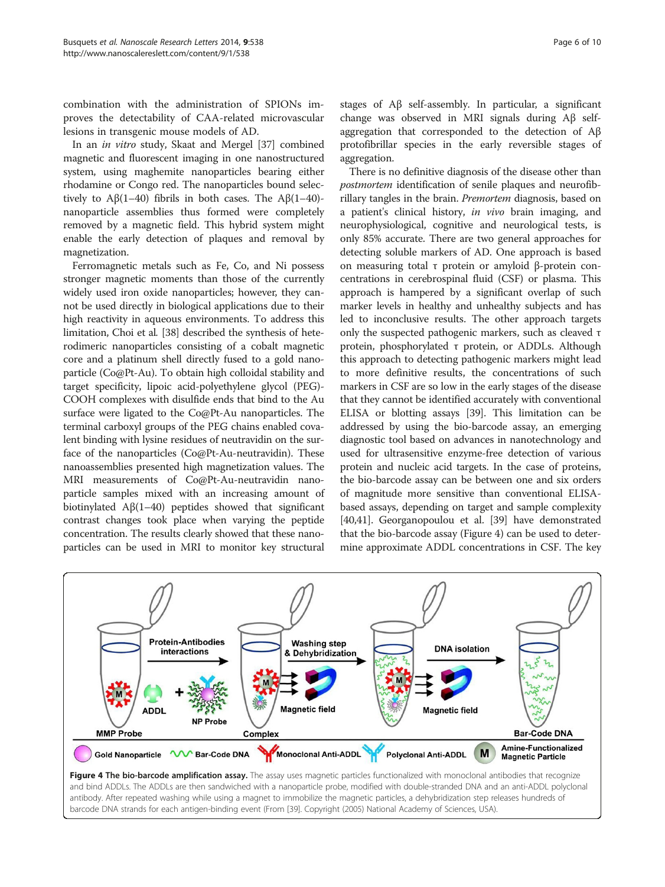combination with the administration of SPIONs improves the detectability of CAA-related microvascular lesions in transgenic mouse models of AD.

In an *in vitro* study, Skaat and Mergel [37] combined magnetic and fluorescent imaging in one nanostructured system, using maghemite nanoparticles bearing either rhodamine or Congo red. The nanoparticles bound selectively to Aβ(1–40) fibrils in both cases. The Aβ(1–40)-nanoparticle assemblies thus formed were completely removed by a magnetic field. This hybrid system might enable the early detection of plaques and removal by magnetization.

Ferromagnetic metals such as Fe, Co, and Ni possess stronger magnetic moments than those of the currently widely used iron oxide nanoparticles; however, they cannot be used directly in biological applications due to their high reactivity in aqueous environments. To address this limitation, Choi et al. [38] described the synthesis of heterodimeric nanoparticles consisting of a cobalt magnetic core and a platinum shell directly fused to a gold nanoparticle (Co@Pt-Au). To obtain high colloidal stability and target specificity, lipoic acid-polyethylene glycol (PEG)-COOH complexes with disulfide ends that bind to the Au surface were ligated to the Co@Pt-Au nanoparticles. The terminal carboxyl groups of the PEG chains enabled covalent binding with lysine residues of neutravidin on the surface of the nanoparticles (Co@Pt-Au-neutravidin). These nanoassemblies presented high magnetization values. The MRI measurements of Co@Pt-Au-neutravidin nanoparticle samples mixed with an increasing amount of biotinylated Aβ(1–40) peptides showed that significant contrast changes took place when varying the peptide concentration. The results clearly showed that these nanoparticles can be used in MRI to monitor key structural stages of Aβ self-assembly. In particular, a significant change was observed in MRI signals during Aβ self-aggregation that corresponded to the detection of Aβ protofibrillar species in the early reversible stages of aggregation.

There is no definitive diagnosis of the disease other than *postmortem* identification of senile plaques and neurofibrillary tangles in the brain. *Premortem* diagnosis, based on a patient's clinical history, *in vivo* brain imaging, and neurophysiological, cognitive and neurological tests, is only 85% accurate. There are two general approaches for detecting soluble markers of AD. One approach is based on measuring total τ protein or amyloid β-protein concentrations in cerebrospinal fluid (CSF) or plasma. This approach is hampered by a significant overlap of such marker levels in healthy and unhealthy subjects and has led to inconclusive results. The other approach targets only the suspected pathogenic markers, such as cleaved τ protein, phosphorylated τ protein, or ADDLs. Although this approach to detecting pathogenic markers might lead to more definitive results, the concentrations of such markers in CSF are so low in the early stages of the disease that they cannot be identified accurately with conventional ELISA or blotting assays [39]. This limitation can be addressed by using the bio-barcode assay, an emerging diagnostic tool based on advances in nanotechnology and used for ultrasensitive enzyme-free detection of various protein and nucleic acid targets. In the case of proteins, the bio-barcode assay can be between one and six orders of magnitude more sensitive than conventional ELISA-based assays, depending on target and sample complexity [40,41]. Georganopoulou et al. [39] have demonstrated that the bio-barcode assay (Figure 4) can be used to determine approximate ADDL concentrations in CSF. The key

Protein-Antibodies interactions
Washing step & Dehybridization
DNA isolation
ADDL
NP Probe
Magnetic field
Magnetic field
MMP Probe
Complex
Bar-Code DNA
Gold Nanoparticle
Bar-Code DNA
Monoclonal Anti-ADDL
Polyclonal Anti-ADDL
M Amine-Functionalized Magnetic Particle

**Figure 4 The bio-barcode amplification assay.** The assay uses magnetic particles functionalized with monoclonal antibodies that recognize and bind ADDLs. The ADDLs are then sandwiched with a nanoparticle probe, modified with double-stranded DNA and an anti-ADDL polyclonal antibody. After repeated washing while using a magnet to immobilize the magnetic particles, a dehybridization step releases hundreds of barcode DNA strands for each antigen-binding event (From [39]. Copyright (2005) National Academy of Sciences, USA).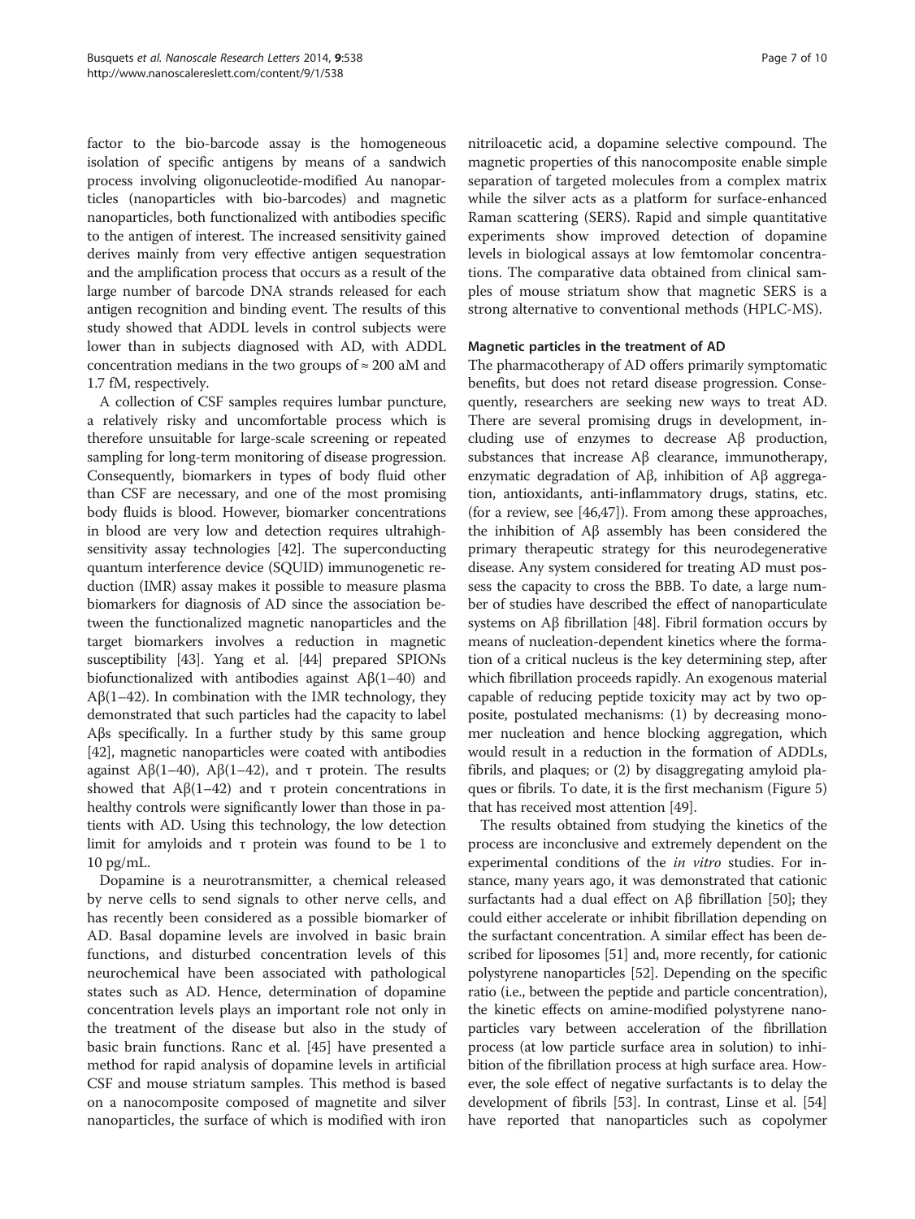factor to the bio-barcode assay is the homogeneous isolation of specific antigens by means of a sandwich process involving oligonucleotide-modified Au nanoparticles (nanoparticles with bio-barcodes) and magnetic nanoparticles, both functionalized with antibodies specific to the antigen of interest. The increased sensitivity gained derives mainly from very effective antigen sequestration and the amplification process that occurs as a result of the large number of barcode DNA strands released for each antigen recognition and binding event. The results of this study showed that ADDL levels in control subjects were lower than in subjects diagnosed with AD, with ADDL concentration medians in the two groups of ≈ 200 aM and 1.7 fM, respectively.

A collection of CSF samples requires lumbar puncture, a relatively risky and uncomfortable process which is therefore unsuitable for large-scale screening or repeated sampling for long-term monitoring of disease progression. Consequently, biomarkers in types of body fluid other than CSF are necessary, and one of the most promising body fluids is blood. However, biomarker concentrations in blood are very low and detection requires ultrahigh-sensitivity assay technologies [42]. The superconducting quantum interference device (SQUID) immunogenetic reduction (IMR) assay makes it possible to measure plasma biomarkers for diagnosis of AD since the association between the functionalized magnetic nanoparticles and the target biomarkers involves a reduction in magnetic susceptibility [43]. Yang et al. [44] prepared SPIONs biofunctionalized with antibodies against Aβ(1–40) and Aβ(1–42). In combination with the IMR technology, they demonstrated that such particles had the capacity to label Aβs specifically. In a further study by this same group [42], magnetic nanoparticles were coated with antibodies against Aβ(1–40), Aβ(1–42), and τ protein. The results showed that Aβ(1–42) and τ protein concentrations in healthy controls were significantly lower than those in patients with AD. Using this technology, the low detection limit for amyloids and τ protein was found to be 1 to 10 pg/mL.

Dopamine is a neurotransmitter, a chemical released by nerve cells to send signals to other nerve cells, and has recently been considered as a possible biomarker of AD. Basal dopamine levels are involved in basic brain functions, and disturbed concentration levels of this neurochemical have been associated with pathological states such as AD. Hence, determination of dopamine concentration levels plays an important role not only in the treatment of the disease but also in the study of basic brain functions. Ranc et al. [45] have presented a method for rapid analysis of dopamine levels in artificial CSF and mouse striatum samples. This method is based on a nanocomposite composed of magnetite and silver nanoparticles, the surface of which is modified with iron nitriloacetic acid, a dopamine selective compound. The magnetic properties of this nanocomposite enable simple separation of targeted molecules from a complex matrix while the silver acts as a platform for surface-enhanced Raman scattering (SERS). Rapid and simple quantitative experiments show improved detection of dopamine levels in biological assays at low femtomolar concentrations. The comparative data obtained from clinical samples of mouse striatum show that magnetic SERS is a strong alternative to conventional methods (HPLC-MS).

### Magnetic particles in the treatment of AD

The pharmacotherapy of AD offers primarily symptomatic benefits, but does not retard disease progression. Consequently, researchers are seeking new ways to treat AD. There are several promising drugs in development, including use of enzymes to decrease Aβ production, substances that increase Aβ clearance, immunotherapy, enzymatic degradation of Aβ, inhibition of Aβ aggregation, antioxidants, anti-inflammatory drugs, statins, etc. (for a review, see [46,47]). From among these approaches, the inhibition of Aβ assembly has been considered the primary therapeutic strategy for this neurodegenerative disease. Any system considered for treating AD must possess the capacity to cross the BBB. To date, a large number of studies have described the effect of nanoparticulate systems on Aβ fibrillation [48]. Fibril formation occurs by means of nucleation-dependent kinetics where the formation of a critical nucleus is the key determining step, after which fibrillation proceeds rapidly. An exogenous material capable of reducing peptide toxicity may act by two opposite, postulated mechanisms: (1) by decreasing monomer nucleation and hence blocking aggregation, which would result in a reduction in the formation of ADDLs, fibrils, and plaques; or (2) by disaggregating amyloid plaques or fibrils. To date, it is the first mechanism (Figure 5) that has received most attention [49].

The results obtained from studying the kinetics of the process are inconclusive and extremely dependent on the experimental conditions of the *in vitro* studies. For instance, many years ago, it was demonstrated that cationic surfactants had a dual effect on Aβ fibrillation [50]; they could either accelerate or inhibit fibrillation depending on the surfactant concentration. A similar effect has been described for liposomes [51] and, more recently, for cationic polystyrene nanoparticles [52]. Depending on the specific ratio (i.e., between the peptide and particle concentration), the kinetic effects on amine-modified polystyrene nanoparticles vary between acceleration of the fibrillation process (at low particle surface area in solution) to inhibition of the fibrillation process at high surface area. However, the sole effect of negative surfactants is to delay the development of fibrils [53]. In contrast, Linse et al. [54] have reported that nanoparticles such as copolymer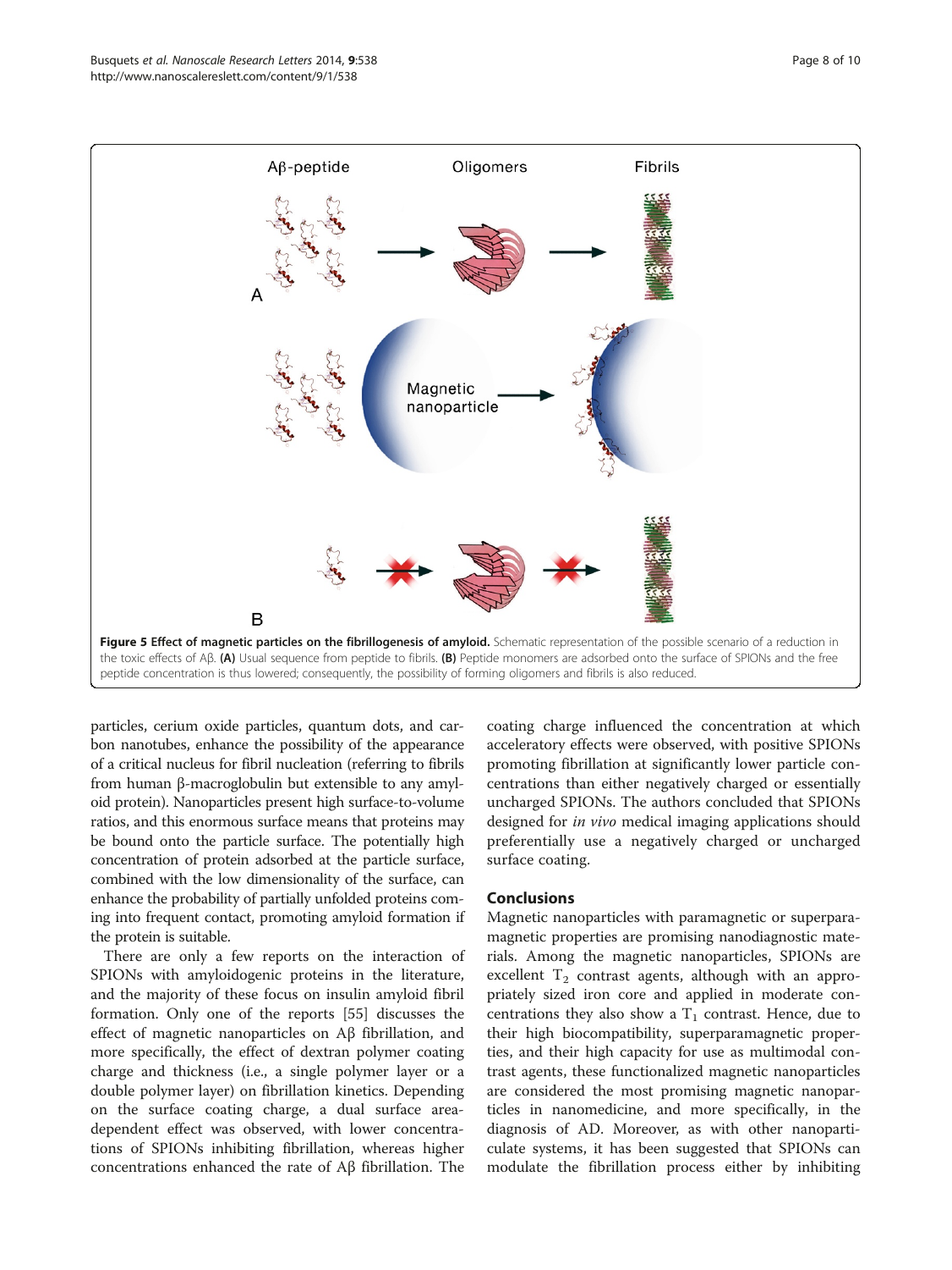Figure 5 **Effect of magnetic particles on the fibrillogenesis of amyloid.** Schematic representation of the possible scenario of a reduction in the toxic effects of Aβ. **(A)** Usual sequence from peptide to fibrils. **(B)** Peptide monomers are adsorbed onto the surface of SPIONs and the free peptide concentration is thus lowered; consequently, the possibility of forming oligomers and fibrils is also reduced.

particles, cerium oxide particles, quantum dots, and carbon nanotubes, enhance the possibility of the appearance of a critical nucleus for fibril nucleation (referring to fibrils from human β-macroglobulin but extensible to any amyloid protein). Nanoparticles present high surface-to-volume ratios, and this enormous surface means that proteins may be bound onto the particle surface. The potentially high concentration of protein adsorbed at the particle surface, combined with the low dimensionality of the surface, can enhance the probability of partially unfolded proteins coming into frequent contact, promoting amyloid formation if the protein is suitable.

There are only a few reports on the interaction of SPIONs with amyloidogenic proteins in the literature, and the majority of these focus on insulin amyloid fibril formation. Only one of the reports [55] discusses the effect of magnetic nanoparticles on Aβ fibrillation, and more specifically, the effect of dextran polymer coating charge and thickness (i.e., a single polymer layer or a double polymer layer) on fibrillation kinetics. Depending on the surface coating charge, a dual surface area-dependent effect was observed, with lower concentrations of SPIONs inhibiting fibrillation, whereas higher concentrations enhanced the rate of Aβ fibrillation. The coating charge influenced the concentration at which acceleratory effects were observed, with positive SPIONs promoting fibrillation at significantly lower particle concentrations than either negatively charged or essentially uncharged SPIONs. The authors concluded that SPIONs designed for *in vivo* medical imaging applications should preferentially use a negatively charged or uncharged surface coating.

## Conclusions

Magnetic nanoparticles with paramagnetic or superparamagnetic properties are promising nanodiagnostic materials. Among the magnetic nanoparticles, SPIONs are excellent $T_2$ contrast agents, although with an appropriately sized iron core and applied in moderate concentrations they also show a $T_1$ contrast. Hence, due to their high biocompatibility, superparamagnetic properties, and their high capacity for use as multimodal contrast agents, these functionalized magnetic nanoparticles are considered the most promising magnetic nanoparticles in nanomedicine, and more specifically, in the diagnosis of AD. Moreover, as with other nanoparticulate systems, it has been suggested that SPIONs can modulate the fibrillation process either by inhibiting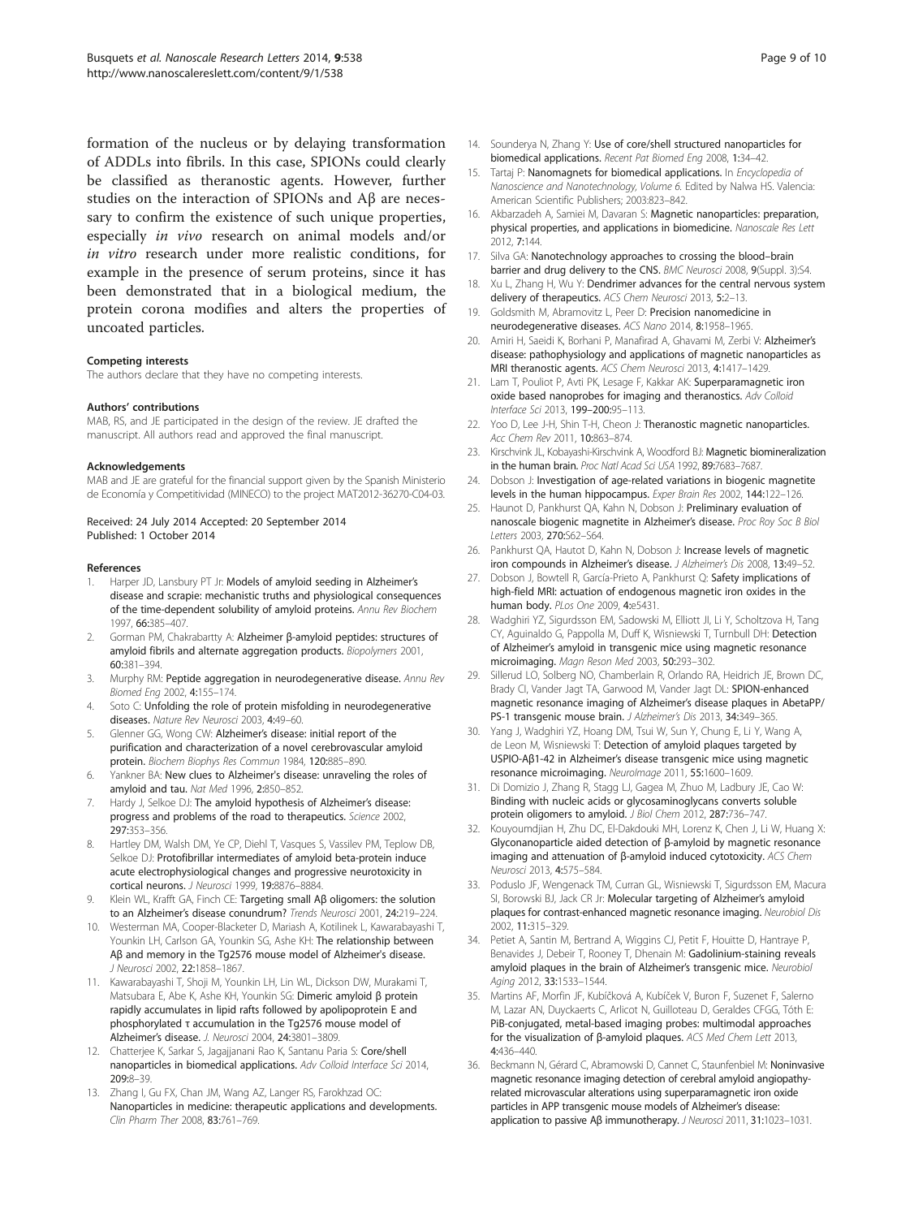formation of the nucleus or by delaying transformation of ADDLs into fibrils. In this case, SPIONs could clearly be classified as theranostic agents. However, further studies on the interaction of SPIONs and Aβ are necessary to confirm the existence of such unique properties, especially *in vivo* research on animal models and/or *in vitro* research under more realistic conditions, for example in the presence of serum proteins, since it has been demonstrated that in a biological medium, the protein corona modifies and alters the properties of uncoated particles.

#### Competing interests

The authors declare that they have no competing interests.

#### Authors' contributions

MAB, RS, and JE participated in the design of the review. JE drafted the manuscript. All authors read and approved the final manuscript.

#### Acknowledgements

MAB and JE are grateful for the financial support given by the Spanish Ministerio de Economía y Competitividad (MINECO) to the project MAT2012-36270-C04-03.

Received: 24 July 2014 Accepted: 20 September 2014
Published: 1 October 2014

#### References

1. Harper JD, Lansbury PT Jr: **Models of amyloid seeding in Alzheimer's disease and scrapie: mechanistic truths and physiological consequences of the time-dependent solubility of amyloid proteins.** *Annu Rev Biochem* 1997, **66:**385–407.
2. Gorman PM, Chakrabartty A: **Alzheimer β-amyloid peptides: structures of amyloid fibrils and alternate aggregation products.** *Biopolymers* 2001, **60:**381–394.
3. Murphy RM: **Peptide aggregation in neurodegenerative disease.** *Annu Rev Biomed Eng* 2002, **4:**155–174.
4. Soto C: **Unfolding the role of protein misfolding in neurodegenerative diseases.** *Nature Rev Neurosci* 2003, **4:**49–60.
5. Glenner GG, Wong CW: **Alzheimer's disease: initial report of the purification and characterization of a novel cerebrovascular amyloid protein.** *Biochem Biophys Res Commun* 1984, **120:**885–890.
6. Yankner BA: **New clues to Alzheimer's disease: unraveling the roles of amyloid and tau.** *Nat Med* 1996, **2:**850–852.
7. Hardy J, Selkoe DJ: **The amyloid hypothesis of Alzheimer's disease: progress and problems of the road to therapeutics.** *Science* 2002, **297:**353–356.
8. Hartley DM, Walsh DM, Ye CP, Diehl T, Vasques S, Vassilev PM, Teplow DB, Selkoe DJ: **Protofibrillar intermediates of amyloid beta-protein induce acute electrophysiological changes and progressive neurotoxicity in cortical neurons.** *J Neurosci* 1999, **19:**8876–8884.
9. Klein WL, Krafft GA, Finch CE: **Targeting small Aβ oligomers: the solution to an Alzheimer's disease conundrum?** *Trends Neurosci* 2001, **24:**219–224.
10. Westerman MA, Cooper-Blacketer D, Mariash A, Kotilinek L, Kawarabayashi T, Younkin LH, Carlson GA, Younkin SG, Ashe KH: **The relationship between Aβ and memory in the Tg2576 mouse model of Alzheimer's disease.** *J Neurosci* 2002, **22:**1858–1867.
11. Kawarabayashi T, Shoji M, Younkin LH, Lin WL, Dickson DW, Murakami T, Matsubara E, Abe K, Ashe KH, Younkin SG: **Dimeric amyloid β protein rapidly accumulates in lipid rafts followed by apolipoprotein E and phosphorylated τ accumulation in the Tg2576 mouse model of Alzheimer's disease.** *J. Neurosci* 2004, **24:**3801–3809.
12. Chatterjee K, Sarkar S, Jagajjanani Rao K, Santanu Paria S: **Core/shell nanoparticles in biomedical applications.** *Adv Colloid Interface Sci* 2014, **209:**8–39.
13. Zhang I, Gu FX, Chan JM, Wang AZ, Langer RS, Farokhzad OC: **Nanoparticles in medicine: therapeutic applications and developments.** *Clin Pharm Ther* 2008, **83:**761–769.
14. Sounderya N, Zhang Y: **Use of core/shell structured nanoparticles for biomedical applications.** *Recent Pat Biomed Eng* 2008, **1:**34–42.
15. Tartaj P: **Nanomagnets for biomedical applications.** In *Encyclopedia of Nanoscience and Nanotechnology, Volume 6.* Edited by Nalwa HS. Valencia: American Scientific Publishers; 2003:823–842.
16. Akbarzadeh A, Samiei M, Davaran S: **Magnetic nanoparticles: preparation, physical properties, and applications in biomedicine.** *Nanoscale Res Lett* 2012, **7:**144.
17. Silva GA: **Nanotechnology approaches to crossing the blood–brain barrier and drug delivery to the CNS.** *BMC Neurosci* 2008, **9**(Suppl. 3):S4.
18. Xu L, Zhang H, Wu Y: **Dendrimer advances for the central nervous system delivery of therapeutics.** *ACS Chem Neurosci* 2013, **5:**2–13.
19. Goldsmith M, Abramovitz L, Peer D: **Precision nanomedicine in neurodegenerative diseases.** *ACS Nano* 2014, **8:**1958–1965.
20. Amiri H, Saeidi K, Borhani P, Manafirad A, Ghavami M, Zerbi V: **Alzheimer's disease: pathophysiology and applications of magnetic nanoparticles as MRI theranostic agents.** *ACS Chem Neurosci* 2013, **4:**1417–1429.
21. Lam T, Pouliot P, Avti PK, Lesage F, Kakkar AK: **Superparamagnetic iron oxide based nanoprobes for imaging and theranostics.** *Adv Colloid Interface Sci* 2013, **199–200:**95–113.
22. Yoo D, Lee J-H, Shin T-H, Cheon J: **Theranostic magnetic nanoparticles.** *Acc Chem Rev* 2011, **10:**863–874.
23. Kirschvink JL, Kobayashi-Kirschvink A, Woodford BJ: **Magnetic biomineralization in the human brain.** *Proc Natl Acad Sci USA* 1992, **89:**7683–7687.
24. Dobson J: **Investigation of age-related variations in biogenic magnetite levels in the human hippocampus.** *Exper Brain Res* 2002, **144:**122–126.
25. Haunot D, Pankhurst QA, Kahn N, Dobson J: **Preliminary evaluation of nanoscale biogenic magnetite in Alzheimer's disease.** *Proc Roy Soc B Biol Letters* 2003, **270:**S62–S64.
26. Pankhurst QA, Hautot D, Kahn N, Dobson J: **Increase levels of magnetic iron compounds in Alzheimer's disease.** *J Alzheimer's Dis* 2008, **13:**49–52.
27. Dobson J, Bowtell R, García-Prieto A, Pankhurst Q: **Safety implications of high-field MRI: actuation of endogenous magnetic iron oxides in the human body.** *PLos One* 2009, **4:**e5431.
28. Wadghiri YZ, Sigurdsson EM, Sadowski M, Elliott JI, Li Y, Scholtzova H, Tang CY, Aguinaldo G, Pappola M, Duff K, Wisniewski T, Turnbull DH: **Detection of Alzheimer's amyloid in transgenic mice using magnetic resonance microimaging.** *Magn Reson Med* 2003, **50:**293–302.
29. Sillerud LO, Solberg NO, Chamberlain R, Orlando RA, Heidrich JE, Brown DC, Brady CI, Vander Jagt TA, Garwood M, Vander Jagt DL: **SPION-enhanced magnetic resonance imaging of Alzheimer's disease plaques in AbetaPP/PS-1 transgenic mouse brain.** *J Alzheimer's Dis* 2013, **34:**349–365.
30. Yang J, Wadghiri YZ, Hoang DM, Tsui W, Sun Y, Chung E, Li Y, Wang A, de Leon M, Wisniewski T: **Detection of amyloid plaques targeted by USPIO-Aβ1-42 in Alzheimer's disease transgenic mice using magnetic resonance microimaging.** *NeuroImage* 2011, **55:**1600–1609.
31. Di Domizio J, Zhang R, Stagg LJ, Gagea M, Zhuo M, Ladbury JE, Cao W: **Binding with nucleic acids or glycosaminoglycans converts soluble protein oligomers to amyloid.** *J Biol Chem* 2012, **287:**736–747.
32. Kouyoumdjian H, Zhu DC, El-Dakdouki MH, Lorenz K, Chen J, Li W, Huang X: **Glyconanoparticle aided detection of β-amyloid by magnetic resonance imaging and attenuation of β-amyloid induced cytotoxicity.** *ACS Chem Neurosci* 2013, **4:**575–584.
33. Poduslo JF, Wengenack TM, Curran GL, Wisniewski T, Sigurdsson EM, Macura SI, Borowski BJ, Jack CR Jr: **Molecular targeting of Alzheimer's amyloid plaques for contrast-enhanced magnetic resonance imaging.** *Neurobiol Dis* 2002, **11:**315–329.
34. Petiet A, Santin M, Bertrand A, Wiggins CJ, Petit F, Houitte D, Hantraye P, Benavides J, Debeir T, Rooney T, Dhenain M: **Gadolinium-staining reveals amyloid plaques in the brain of Alzheimer's transgenic mice.** *Neurobiol Aging* 2012, **33:**1533–1544.
35. Martins AF, Morfin JF, Kubíčková A, Kubíček V, Buron F, Suzenet F, Salerno M, Lazar AN, Duyckaerts C, Arlicot N, Guilloteau D, Geraldes CFGG, Tóth E: **PiB-conjugated, metal-based imaging probes: multimodal approaches for the visualization of β-amyloid plaques.** *ACS Med Chem Lett* 2013, **4:**436–440.
36. Beckmann N, Gérard C, Abramowski D, Cannet C, Staunfenbiel M: **Noninvasive magnetic resonance imaging detection of cerebral amyloid angiopathy-related microvascular alterations using superparamagnetic iron oxide particles in APP transgenic mouse models of Alzheimer's disease: application to passive Aβ immunotherapy.** *J Neurosci* 2011, **31:**1023–1031.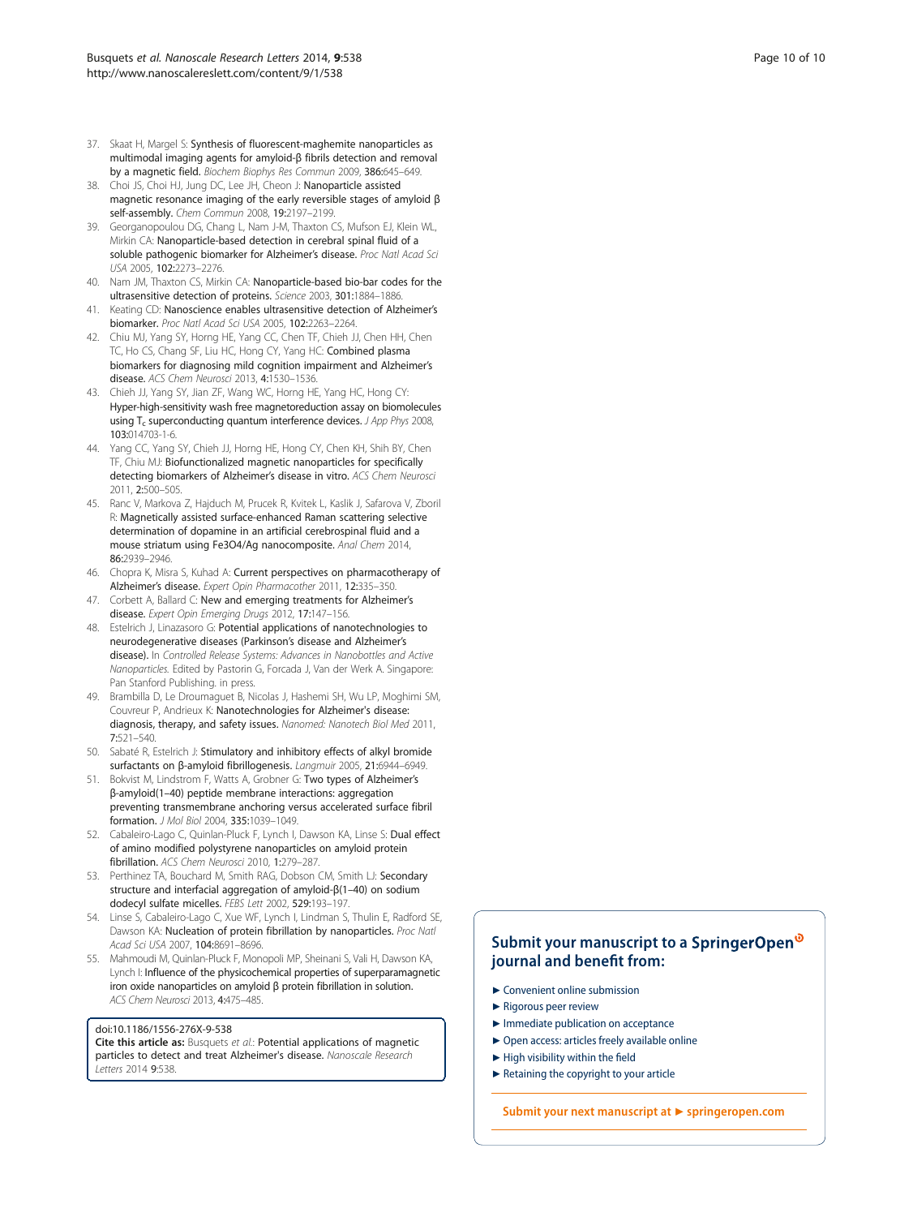37. Skaat H, Margel S: Synthesis of fluorescent-maghemite nanoparticles as multimodal imaging agents for amyloid-β fibrils detection and removal by a magnetic field. *Biochem Biophys Res Commun* 2009, **386:**645–649.
38. Choi JS, Choi HJ, Jung DC, Lee JH, Cheon J: Nanoparticle assisted magnetic resonance imaging of the early reversible stages of amyloid β self-assembly. *Chem Commun* 2008, **19:**2197–2199.
39. Georganopoulou DG, Chang L, Nam J-M, Thaxton CS, Mufson EJ, Klein WL, Mirkin CA: Nanoparticle-based detection in cerebral spinal fluid of a soluble pathogenic biomarker for Alzheimer's disease. *Proc Natl Acad Sci USA* 2005, **102:**2273–2276.
40. Nam JM, Thaxton CS, Mirkin CA: Nanoparticle-based bio-bar codes for the ultrasensitive detection of proteins. *Science* 2003, **301:**1884–1886.
41. Keating CD: Nanoscience enables ultrasensitive detection of Alzheimer's biomarker. *Proc Natl Acad Sci USA* 2005, **102:**2263–2264.
42. Chiu MJ, Yang SY, Horng HE, Yang CC, Chen TF, Chieh JJ, Chen HH, Chen TC, Ho CS, Chang SF, Liu HC, Hong CY, Yang HC: Combined plasma biomarkers for diagnosing mild cognition impairment and Alzheimer's disease. *ACS Chem Neurosci* 2013, **4:**1530–1536.
43. Chieh JJ, Yang SY, Jian ZF, Wang WC, Horng HE, Yang HC, Hong CY: Hyper-high-sensitivity wash free magnetoreduction assay on biomolecules using $T_c$ superconducting quantum interference devices. *J App Phys* 2008, **103:**014703-1-6.
44. Yang CC, Yang SY, Chieh JJ, Horng HE, Hong CY, Chen KH, Shih BY, Chen TF, Chiu MJ: Biofunctionalized magnetic nanoparticles for specifically detecting biomarkers of Alzheimer's disease in vitro. *ACS Chem Neurosci* 2011, **2:**500–505.
45. Ranc V, Markova Z, Hajduch M, Prucek R, Kvitek L, Kaslik J, Safarova V, Zboril R: Magnetically assisted surface-enhanced Raman scattering selective determination of dopamine in an artificial cerebrospinal fluid and a mouse striatum using Fe3O4/Ag nanocomposite. *Anal Chem* 2014, **86:**2939–2946.
46. Chopra K, Misra S, Kuhad A: Current perspectives on pharmacotherapy of Alzheimer's disease. *Expert Opin Pharmacother* 2011, **12:**335–350.
47. Corbett A, Ballard C: New and emerging treatments for Alzheimer's disease. *Expert Opin Emerging Drugs* 2012, **17:**147–156.
48. Estelrich J, Linazasoro G: Potential applications of nanotechnologies to neurodegenerative diseases (Parkinson's disease and Alzheimer's disease). In *Controlled Release Systems: Advances in Nanobottles and Active Nanoparticles.* Edited by Pastorin G, Forcada J, Van der Werk A. Singapore: Pan Stanford Publishing. in press.
49. Brambilla D, Le Droumaguet B, Nicolas J, Hashemi SH, Wu LP, Moghimi SM, Couvreur P, Andrieux K: Nanotechnologies for Alzheimer's disease: diagnosis, therapy, and safety issues. *Nanomed: Nanotech Biol Med* 2011, **7:**521–540.
50. Sabaté R, Estelrich J: Stimulatory and inhibitory effects of alkyl bromide surfactants on β-amyloid fibrillogenesis. *Langmuir* 2005, **21:**6944–6949.
51. Bokvist M, Lindstrom F, Watts A, Grobner G: Two types of Alzheimer's β-amyloid(1–40) peptide membrane interactions: aggregation preventing transmembrane anchoring versus accelerated surface fibril formation. *J Mol Biol* 2004, **335:**1039–1049.
52. Cabaleiro-Lago C, Quinlan-Pluck F, Lynch I, Dawson KA, Linse S: Dual effect of amino modified polystyrene nanoparticles on amyloid protein fibrillation. *ACS Chem Neurosci* 2010, **1:**279–287.
53. Perthinez TA, Bouchard M, Smith RAG, Dobson CM, Smith LJ: Secondary structure and interfacial aggregation of amyloid-β(1–40) on sodium dodecyl sulfate micelles. *FEBS Lett* 2002, **529:**193–197.
54. Linse S, Cabaleiro-Lago C, Xue WF, Lynch I, Lindman S, Thulin E, Radford SE, Dawson KA: Nucleation of protein fibrillation by nanoparticles. *Proc Natl Acad Sci USA* 2007, **104:**8691–8696.
55. Mahmoudi M, Quinlan-Pluck F, Monopoli MP, Sheinani S, Vali H, Dawson KA, Lynch I: Influence of the physicochemical properties of superparamagnetic iron oxide nanoparticles on amyloid β protein fibrillation in solution. *ACS Chem Neurosci* 2013, **4:**475–485.

doi:10.1186/1556-276X-9-538

**Cite this article as:** Busquets *et al.*: Potential applications of magnetic particles to detect and treat Alzheimer's disease. *Nanoscale Research Letters* 2014 **9**:538.

**Submit your manuscript to a SpringerOpen journal and benefit from:**

- ► Convenient online submission
- ► Rigorous peer review
- ► Immediate publication on acceptance
- ► Open access: articles freely available online
- ► High visibility within the field
- ► Retaining the copyright to your article

**Submit your next manuscript at ► springeropen.com**